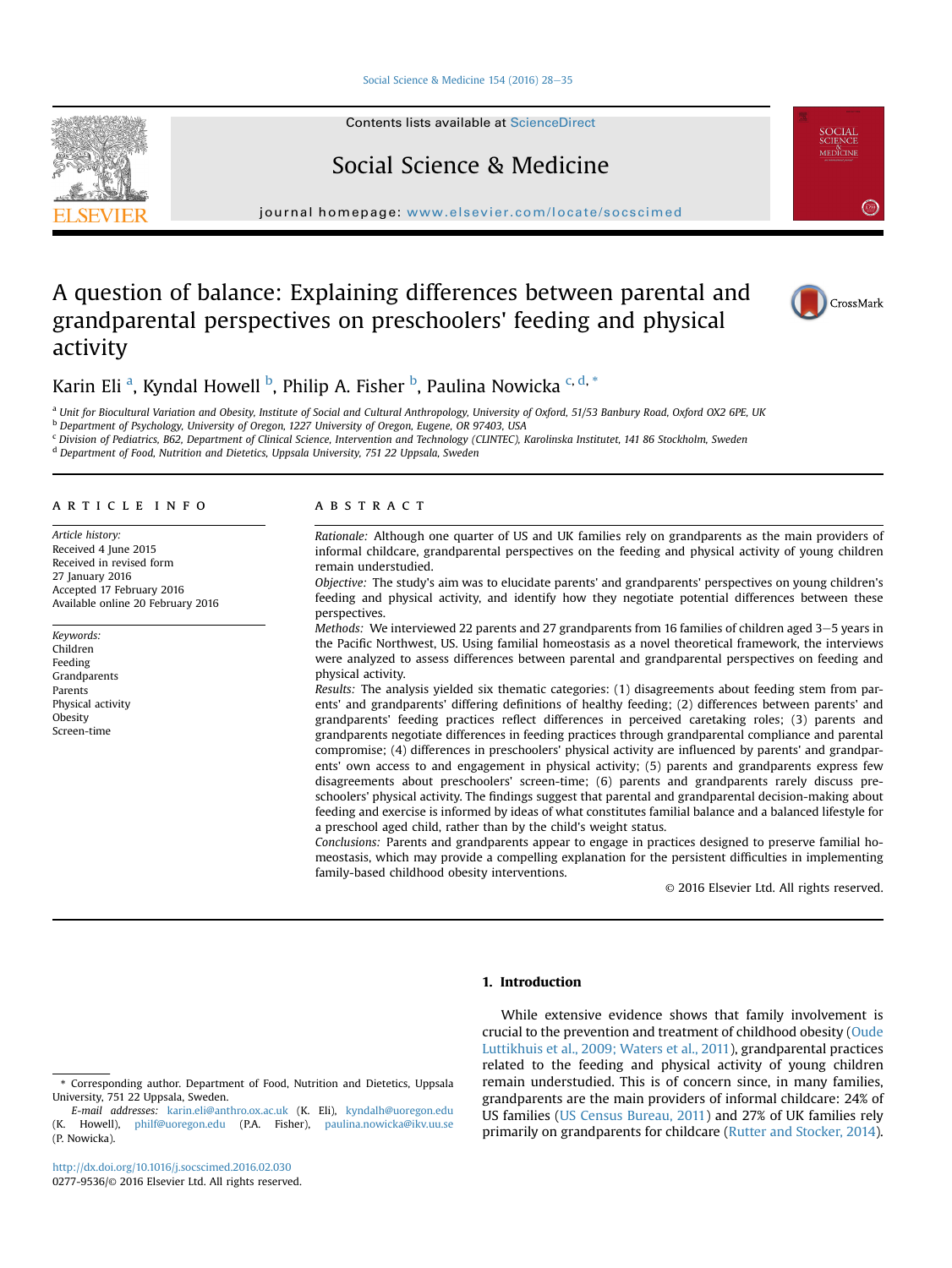# A question of balance: Explaining differences between parental and grandparental perspectives on preschoolers' feeding and physical activity

Karin Eli [a], Kyndal Howell [b], Philip A. Fisher [b], Paulina Nowicka [c, d, *]

[a] Unit for Biocultural Variation and Obesity, Institute of Social and Cultural Anthropology, University of Oxford, 51/53 Banbury Road, Oxford OX2 6PE, UK
[b] Department of Psychology, University of Oregon, 1227 University of Oregon, Eugene, OR 97403, USA
[c] Division of Pediatrics, B62, Department of Clinical Science, Intervention and Technology (CLINTEC), Karolinska Institutet, 141 86 Stockholm, Sweden
[d] Department of Food, Nutrition and Dietetics, Uppsala University, 751 22 Uppsala, Sweden

## ARTICLE INFO

*Article history:*
Received 4 June 2015
Received in revised form
27 January 2016
Accepted 17 February 2016
Available online 20 February 2016

*Keywords:*
Children
Feeding
Grandparents
Parents
Physical activity
Obesity
Screen-time

## ABSTRACT

*Rationale:* Although one quarter of US and UK families rely on grandparents as the main providers of informal childcare, grandparental perspectives on the feeding and physical activity of young children remain understudied.

*Objective:* The study's aim was to elucidate parents' and grandparents' perspectives on young children's feeding and physical activity, and identify how they negotiate potential differences between these perspectives.

*Methods:* We interviewed 22 parents and 27 grandparents from 16 families of children aged 3–5 years in the Pacific Northwest, US. Using familial homeostasis as a novel theoretical framework, the interviews were analyzed to assess differences between parental and grandparental perspectives on feeding and physical activity.

*Results:* The analysis yielded six thematic categories: (1) disagreements about feeding stem from parents' and grandparents' differing definitions of healthy feeding; (2) differences between parents' and grandparents' feeding practices reflect differences in perceived caretaking roles; (3) parents and grandparents negotiate differences in feeding practices through grandparental compliance and parental compromise; (4) differences in preschoolers' physical activity are influenced by parents' and grandparents' own access to and engagement in physical activity; (5) parents and grandparents express few disagreements about preschoolers' screen-time; (6) parents and grandparents rarely discuss preschoolers' physical activity. The findings suggest that parental and grandparental decision-making about feeding and exercise is informed by ideas of what constitutes familial balance and a balanced lifestyle for a preschool aged child, rather than by the child's weight status.

*Conclusions:* Parents and grandparents appear to engage in practices designed to preserve familial homeostasis, which may provide a compelling explanation for the persistent difficulties in implementing family-based childhood obesity interventions.

© 2016 Elsevier Ltd. All rights reserved.

## 1. Introduction

While extensive evidence shows that family involvement is crucial to the prevention and treatment of childhood obesity (Oude Luttikhuis et al., 2009; Waters et al., 2011), grandparental practices related to the feeding and physical activity of young children remain understudied. This is of concern since, in many families, grandparents are the main providers of informal childcare: 24% of US families (US Census Bureau, 2011) and 27% of UK families rely primarily on grandparents for childcare (Rutter and Stocker, 2014).

---

* Corresponding author. Department of Food, Nutrition and Dietetics, Uppsala University, 751 22 Uppsala, Sweden.
*E-mail addresses:* karin.eli@anthro.ox.ac.uk (K. Eli), kyndalh@uoregon.edu (K. Howell), philf@uoregon.edu (P.A. Fisher), paulina.nowicka@ikv.uu.se (P. Nowicka).

http://dx.doi.org/10.1016/j.socscimed.2016.02.030
0277-9536/© 2016 Elsevier Ltd. All rights reserved.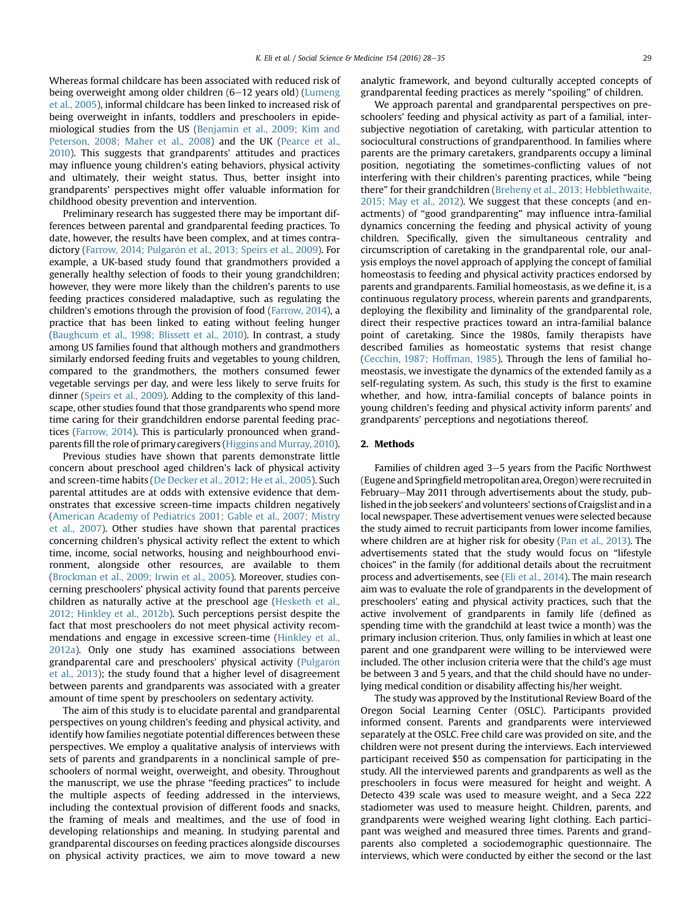Whereas formal childcare has been associated with reduced risk of being overweight among older children (6–12 years old) (Lumeng et al., 2005), informal childcare has been linked to increased risk of being overweight in infants, toddlers and preschoolers in epidemiological studies from the US (Benjamin et al., 2009; Kim and Peterson, 2008; Maher et al., 2008) and the UK (Pearce et al., 2010). This suggests that grandparents' attitudes and practices may influence young children's eating behaviors, physical activity and ultimately, their weight status. Thus, better insight into grandparents' perspectives might offer valuable information for childhood obesity prevention and intervention.

Preliminary research has suggested there may be important differences between parental and grandparental feeding practices. To date, however, the results have been complex, and at times contradictory (Farrow, 2014; Pulgarón et al., 2013; Speirs et al., 2009). For example, a UK-based study found that grandmothers provided a generally healthy selection of foods to their young grandchildren; however, they were more likely than the children's parents to use feeding practices considered maladaptive, such as regulating the children's emotions through the provision of food (Farrow, 2014), a practice that has been linked to eating without feeling hunger (Baughcum et al., 1998; Blissett et al., 2010). In contrast, a study among US families found that although mothers and grandmothers similarly endorsed feeding fruits and vegetables to young children, compared to the grandmothers, the mothers consumed fewer vegetable servings per day, and were less likely to serve fruits for dinner (Speirs et al., 2009). Adding to the complexity of this landscape, other studies found that those grandparents who spend more time caring for their grandchildren endorse parental feeding practices (Farrow, 2014). This is particularly pronounced when grandparents fill the role of primary caregivers (Higgins and Murray, 2010).

Previous studies have shown that parents demonstrate little concern about preschool aged children's lack of physical activity and screen-time habits (De Decker et al., 2012; He et al., 2005). Such parental attitudes are at odds with extensive evidence that demonstrates that excessive screen-time impacts children negatively (American Academy of Pediatrics 2001; Gable et al., 2007; Mistry et al., 2007). Other studies have shown that parental practices concerning children's physical activity reflect the extent to which time, income, social networks, housing and neighbourhood environment, alongside other resources, are available to them (Brockman et al., 2009; Irwin et al., 2005). Moreover, studies concerning preschoolers' physical activity found that parents perceive children as naturally active at the preschool age (Hesketh et al., 2012; Hinkley et al., 2012b). Such perceptions persist despite the fact that most preschoolers do not meet physical activity recommendations and engage in excessive screen-time (Hinkley et al., 2012a). Only one study has examined associations between grandparental care and preschoolers' physical activity (Pulgarón et al., 2013); the study found that a higher level of disagreement between parents and grandparents was associated with a greater amount of time spent by preschoolers on sedentary activity.

The aim of this study is to elucidate parental and grandparental perspectives on young children's feeding and physical activity, and identify how families negotiate potential differences between these perspectives. We employ a qualitative analysis of interviews with sets of parents and grandparents in a nonclinical sample of preschoolers of normal weight, overweight, and obesity. Throughout the manuscript, we use the phrase "feeding practices" to include the multiple aspects of feeding addressed in the interviews, including the contextual provision of different foods and snacks, the framing of meals and mealtimes, and the use of food in developing relationships and meaning. In studying parental and grandparental discourses on feeding practices alongside discourses on physical activity practices, we aim to move toward a new analytic framework, and beyond culturally accepted concepts of grandparental feeding practices as merely "spoiling" of children.

We approach parental and grandparental perspectives on preschoolers' feeding and physical activity as part of a familial, intersubjective negotiation of caretaking, with particular attention to sociocultural constructions of grandparenthood. In families where parents are the primary caretakers, grandparents occupy a liminal position, negotiating the sometimes-conflicting values of not interfering with their children's parenting practices, while "being there" for their grandchildren (Breheny et al., 2013; Hebblethwaite, 2015; May et al., 2012). We suggest that these concepts (and enactments) of "good grandparenting" may influence intra-familial dynamics concerning the feeding and physical activity of young children. Specifically, given the simultaneous centrality and circumscription of caretaking in the grandparental role, our analysis employs the novel approach of applying the concept of familial homeostasis to feeding and physical activity practices endorsed by parents and grandparents. Familial homeostasis, as we define it, is a continuous regulatory process, wherein parents and grandparents, deploying the flexibility and liminality of the grandparental role, direct their respective practices toward an intra-familial balance point of caretaking. Since the 1980s, family therapists have described families as homeostatic systems that resist change (Cecchin, 1987; Hoffman, 1985). Through the lens of familial homeostasis, we investigate the dynamics of the extended family as a self-regulating system. As such, this study is the first to examine whether, and how, intra-familial concepts of balance points in young children's feeding and physical activity inform parents' and grandparents' perceptions and negotiations thereof.

## 2. Methods

Families of children aged 3–5 years from the Pacific Northwest (Eugene and Springfield metropolitan area, Oregon) were recruited in February–May 2011 through advertisements about the study, published in the job seekers' and volunteers' sections of Craigslist and in a local newspaper. These advertisement venues were selected because the study aimed to recruit participants from lower income families, where children are at higher risk for obesity (Pan et al., 2013). The advertisements stated that the study would focus on "lifestyle choices" in the family (for additional details about the recruitment process and advertisements, see (Eli et al., 2014). The main research aim was to evaluate the role of grandparents in the development of preschoolers' eating and physical activity practices, such that the active involvement of grandparents in family life (defined as spending time with the grandchild at least twice a month) was the primary inclusion criterion. Thus, only families in which at least one parent and one grandparent were willing to be interviewed were included. The other inclusion criteria were that the child's age must be between 3 and 5 years, and that the child should have no underlying medical condition or disability affecting his/her weight.

The study was approved by the Institutional Review Board of the Oregon Social Learning Center (OSLC). Participants provided informed consent. Parents and grandparents were interviewed separately at the OSLC. Free child care was provided on site, and the children were not present during the interviews. Each interviewed participant received $50 as compensation for participating in the study. All the interviewed parents and grandparents as well as the preschoolers in focus were measured for height and weight. A Detecto 439 scale was used to measure weight, and a Seca 222 stadiometer was used to measure height. Children, parents, and grandparents were weighed wearing light clothing. Each participant was weighed and measured three times. Parents and grandparents also completed a sociodemographic questionnaire. The interviews, which were conducted by either the second or the last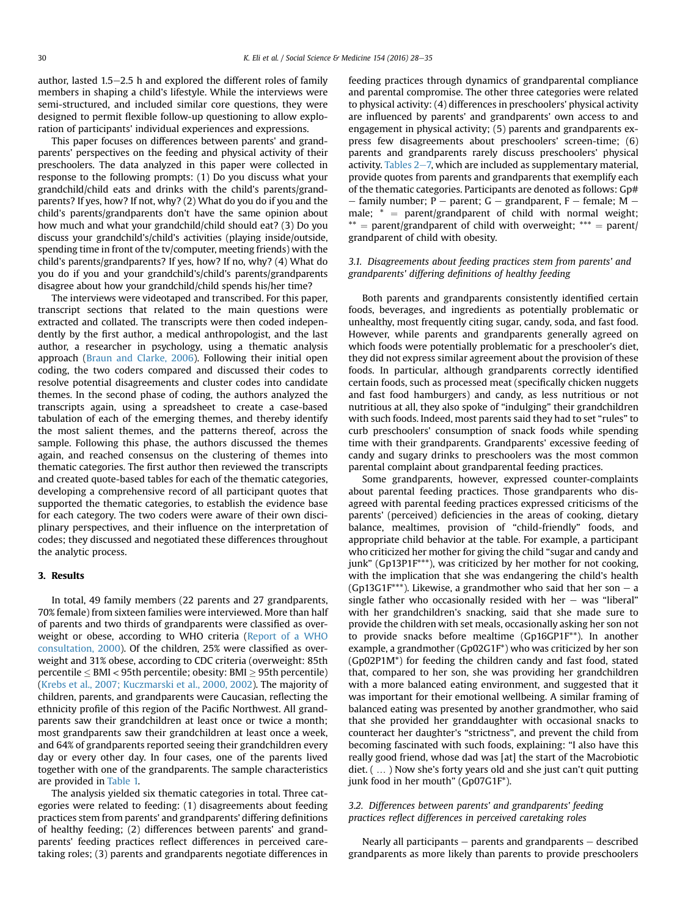author, lasted 1.5–2.5 h and explored the different roles of family members in shaping a child's lifestyle. While the interviews were semi-structured, and included similar core questions, they were designed to permit flexible follow-up questioning to allow exploration of participants' individual experiences and expressions.

This paper focuses on differences between parents' and grandparents' perspectives on the feeding and physical activity of their preschoolers. The data analyzed in this paper were collected in response to the following prompts: (1) Do you discuss what your grandchild/child eats and drinks with the child's parents/grandparents? If yes, how? If not, why? (2) What do you do if you and the child's parents/grandparents don't have the same opinion about how much and what your grandchild/child should eat? (3) Do you discuss your grandchild's/child's activities (playing inside/outside, spending time in front of the tv/computer, meeting friends) with the child's parents/grandparents? If yes, how? If no, why? (4) What do you do if you and your grandchild's/child's parents/grandparents disagree about how your grandchild/child spends his/her time?

The interviews were videotaped and transcribed. For this paper, transcript sections that related to the main questions were extracted and collated. The transcripts were then coded independently by the first author, a medical anthropologist, and the last author, a researcher in psychology, using a thematic analysis approach (Braun and Clarke, 2006). Following their initial open coding, the two coders compared and discussed their codes to resolve potential disagreements and cluster codes into candidate themes. In the second phase of coding, the authors analyzed the transcripts again, using a spreadsheet to create a case-based tabulation of each of the emerging themes, and thereby identify the most salient themes, and the patterns thereof, across the sample. Following this phase, the authors discussed the themes again, and reached consensus on the clustering of themes into thematic categories. The first author then reviewed the transcripts and created quote-based tables for each of the thematic categories, developing a comprehensive record of all participant quotes that supported the thematic categories, to establish the evidence base for each category. The two coders were aware of their own disciplinary perspectives, and their influence on the interpretation of codes; they discussed and negotiated these differences throughout the analytic process.

## 3. Results

In total, 49 family members (22 parents and 27 grandparents, 70% female) from sixteen families were interviewed. More than half of parents and two thirds of grandparents were classified as overweight or obese, according to WHO criteria (Report of a WHO consultation, 2000). Of the children, 25% were classified as overweight and 31% obese, according to CDC criteria (overweight: 85th percentile $\leq$ BMI < 95th percentile; obesity: BMI $\geq$ 95th percentile) (Krebs et al., 2007; Kuczmarski et al., 2000, 2002). The majority of children, parents, and grandparents were Caucasian, reflecting the ethnicity profile of this region of the Pacific Northwest. All grandparents saw their grandchildren at least once or twice a month; most grandparents saw their grandchildren at least once a week, and 64% of grandparents reported seeing their grandchildren every day or every other day. In four cases, one of the parents lived together with one of the grandparents. The sample characteristics are provided in Table 1.

The analysis yielded six thematic categories in total. Three categories were related to feeding: (1) disagreements about feeding practices stem from parents' and grandparents' differing definitions of healthy feeding; (2) differences between parents' and grandparents' feeding practices reflect differences in perceived caretaking roles; (3) parents and grandparents negotiate differences in feeding practices through dynamics of grandparental compliance and parental compromise. The other three categories were related to physical activity: (4) differences in preschoolers' physical activity are influenced by parents' and grandparents' own access to and engagement in physical activity; (5) parents and grandparents express few disagreements about preschoolers' screen-time; (6) parents and grandparents rarely discuss preschoolers' physical activity. Tables 2–7, which are included as supplementary material, provide quotes from parents and grandparents that exemplify each of the thematic categories. Participants are denoted as follows: Gp# – family number; P – parent; G – grandparent, F – female; M – male; * = parent/grandparent of child with normal weight; ** = parent/grandparent of child with overweight; *** = parent/grandparent of child with obesity.

### 3.1. Disagreements about feeding practices stem from parents' and grandparents' differing definitions of healthy feeding

Both parents and grandparents consistently identified certain foods, beverages, and ingredients as potentially problematic or unhealthy, most frequently citing sugar, candy, soda, and fast food. However, while parents and grandparents generally agreed on which foods were potentially problematic for a preschooler's diet, they did not express similar agreement about the provision of these foods. In particular, although grandparents correctly identified certain foods, such as processed meat (specifically chicken nuggets and fast food hamburgers) and candy, as less nutritious or not nutritious at all, they also spoke of "indulging" their grandchildren with such foods. Indeed, most parents said they had to set "rules" to curb preschoolers' consumption of snack foods while spending time with their grandparents. Grandparents' excessive feeding of candy and sugary drinks to preschoolers was the most common parental complaint about grandparental feeding practices.

Some grandparents, however, expressed counter-complaints about parental feeding practices. Those grandparents who disagreed with parental feeding practices expressed criticisms of the parents' (perceived) deficiencies in the areas of cooking, dietary balance, mealtimes, provision of "child-friendly" foods, and appropriate child behavior at the table. For example, a participant who criticized her mother for giving the child "sugar and candy and junk" (Gp13P1F***), was criticized by her mother for not cooking, with the implication that she was endangering the child's health (Gp13G1F***). Likewise, a grandmother who said that her son – a single father who occasionally resided with her – was "liberal" with her grandchildren's snacking, said that she made sure to provide the children with set meals, occasionally asking her son not to provide snacks before mealtime (Gp16GP1F**). In another example, a grandmother (Gp02G1F*) who was criticized by her son (Gp02P1M*) for feeding the children candy and fast food, stated that, compared to her son, she was providing her grandchildren with a more balanced eating environment, and suggested that it was important for their emotional wellbeing. A similar framing of balanced eating was presented by another grandmother, who said that she provided her granddaughter with occasional snacks to counteract her daughter's "strictness", and prevent the child from becoming fascinated with such foods, explaining: "I also have this really good friend, whose dad was [at] the start of the Macrobiotic diet. ( … ) Now she's forty years old and she just can't quit putting junk food in her mouth" (Gp07G1F*).

### 3.2. Differences between parents' and grandparents' feeding practices reflect differences in perceived caretaking roles

Nearly all participants – parents and grandparents – described grandparents as more likely than parents to provide preschoolers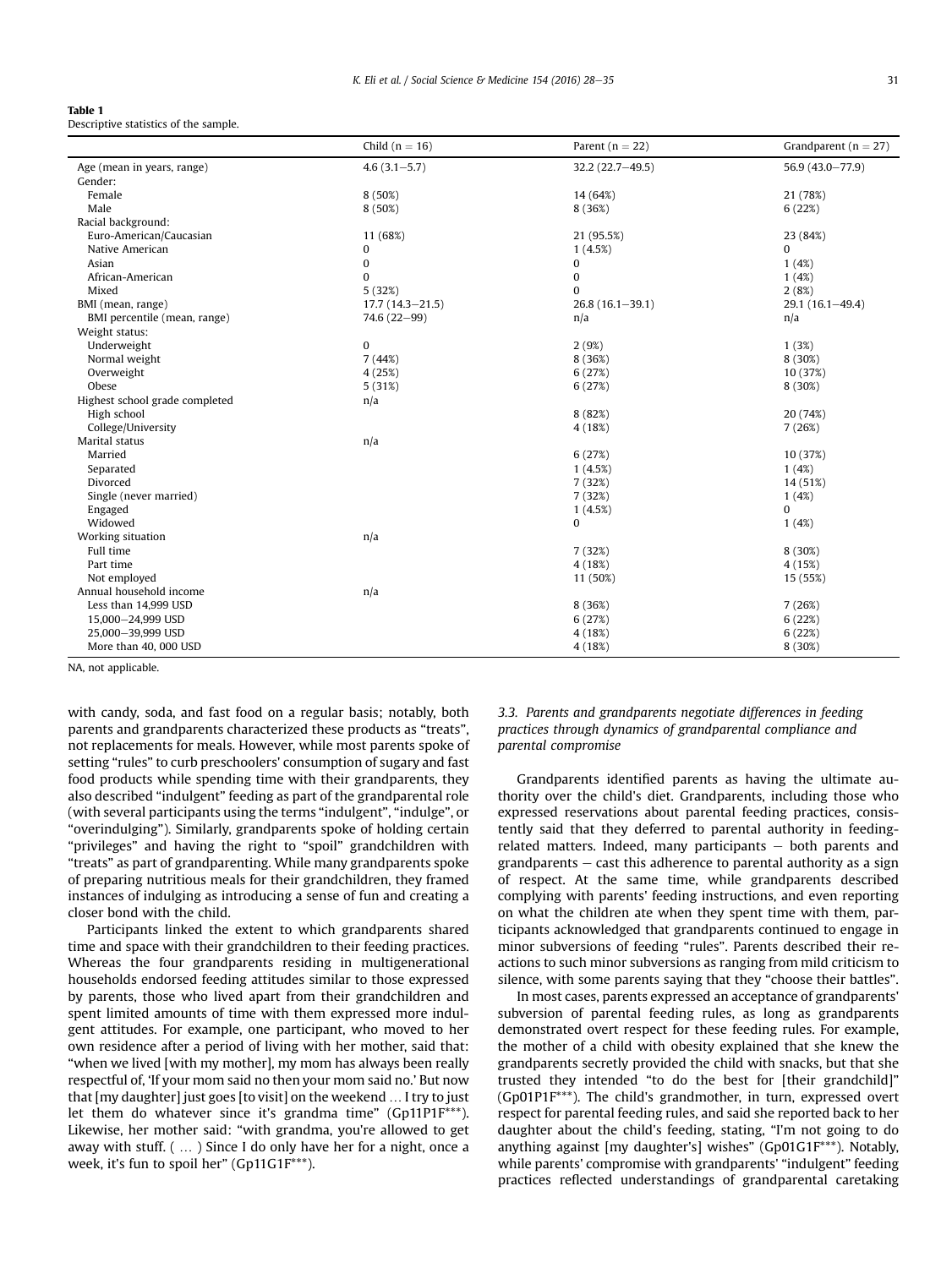**Table 1**
Descriptive statistics of the sample.

| | Child (n = 16) | Parent (n = 22) | Grandparent (n = 27) |
|---|---|---|---|
| Age (mean in years, range) | 4.6 (3.1–5.7) | 32.2 (22.7–49.5) | 56.9 (43.0–77.9) |
| Gender: | | | |
| Female | 8 (50%) | 14 (64%) | 21 (78%) |
| Male | 8 (50%) | 8 (36%) | 6 (22%) |
| Racial background: | | | |
| Euro-American/Caucasian | 11 (68%) | 21 (95.5%) | 23 (84%) |
| Native American | 0 | 1 (4.5%) | 0 |
| Asian | 0 | 0 | 1 (4%) |
| African-American | 0 | 0 | 1 (4%) |
| Mixed | 5 (32%) | 0 | 2 (8%) |
| BMI (mean, range) | 17.7 (14.3–21.5) | 26.8 (16.1–39.1) | 29.1 (16.1–49.4) |
| BMI percentile (mean, range) | 74.6 (22–99) | n/a | n/a |
| Weight status: | | | |
| Underweight | 0 | 2 (9%) | 1 (3%) |
| Normal weight | 7 (44%) | 8 (36%) | 8 (30%) |
| Overweight | 4 (25%) | 6 (27%) | 10 (37%) |
| Obese | 5 (31%) | 6 (27%) | 8 (30%) |
| Highest school grade completed | n/a | | |
| High school | | 8 (82%) | 20 (74%) |
| College/University | | 4 (18%) | 7 (26%) |
| Marital status | n/a | | |
| Married | | 6 (27%) | 10 (37%) |
| Separated | | 1 (4.5%) | 1 (4%) |
| Divorced | | 7 (32%) | 14 (51%) |
| Single (never married) | | 7 (32%) | 1 (4%) |
| Engaged | | 1 (4.5%) | 0 |
| Widowed | | 0 | 1 (4%) |
| Working situation | n/a | | |
| Full time | | 7 (32%) | 8 (30%) |
| Part time | | 4 (18%) | 4 (15%) |
| Not employed | | 11 (50%) | 15 (55%) |
| Annual household income | n/a | | |
| Less than 14,999 USD | | 8 (36%) | 7 (26%) |
| 15,000–24,999 USD | | 6 (27%) | 6 (22%) |
| 25,000–39,999 USD | | 4 (18%) | 6 (22%) |
| More than 40, 000 USD | | 4 (18%) | 8 (30%) |

NA, not applicable.

with candy, soda, and fast food on a regular basis; notably, both parents and grandparents characterized these products as "treats", not replacements for meals. However, while most parents spoke of setting "rules" to curb preschoolers' consumption of sugary and fast food products while spending time with their grandparents, they also described "indulgent" feeding as part of the grandparental role (with several participants using the terms "indulgent", "indulge", or "overindulging"). Similarly, grandparents spoke of holding certain "privileges" and having the right to "spoil" grandchildren with "treats" as part of grandparenting. While many grandparents spoke of preparing nutritious meals for their grandchildren, they framed instances of indulging as introducing a sense of fun and creating a closer bond with the child.

Participants linked the extent to which grandparents shared time and space with their grandchildren to their feeding practices. Whereas the four grandparents residing in multigenerational households endorsed feeding attitudes similar to those expressed by parents, those who lived apart from their grandchildren and spent limited amounts of time with them expressed more indulgent attitudes. For example, one participant, who moved to her own residence after a period of living with her mother, said that: "when we lived [with my mother], my mom has always been really respectful of, 'If your mom said no then your mom said no.' But now that [my daughter] just goes [to visit] on the weekend … I try to just let them do whatever since it's grandma time" (Gp11P1F***). Likewise, her mother said: "with grandma, you're allowed to get away with stuff. ( … ) Since I do only have her for a night, once a week, it's fun to spoil her" (Gp11G1F***).

### 3.3. Parents and grandparents negotiate differences in feeding practices through dynamics of grandparental compliance and parental compromise

Grandparents identified parents as having the ultimate authority over the child's diet. Grandparents, including those who expressed reservations about parental feeding practices, consistently said that they deferred to parental authority in feeding-related matters. Indeed, many participants – both parents and grandparents – cast this adherence to parental authority as a sign of respect. At the same time, while grandparents described complying with parents' feeding instructions, and even reporting on what the children ate when they spent time with them, participants acknowledged that grandparents continued to engage in minor subversions of feeding "rules". Parents described their reactions to such minor subversions as ranging from mild criticism to silence, with some parents saying that they "choose their battles".

In most cases, parents expressed an acceptance of grandparents' subversion of parental feeding rules, as long as grandparents demonstrated overt respect for these feeding rules. For example, the mother of a child with obesity explained that she knew the grandparents secretly provided the child with snacks, but that she trusted they intended "to do the best for [their grandchild]" (Gp01P1F***). The child's grandmother, in turn, expressed overt respect for parental feeding rules, and said she reported back to her daughter about the child's feeding, stating, "I'm not going to do anything against [my daughter's] wishes" (Gp01G1F***). Notably, while parents' compromise with grandparents' "indulgent" feeding practices reflected understandings of grandparental caretaking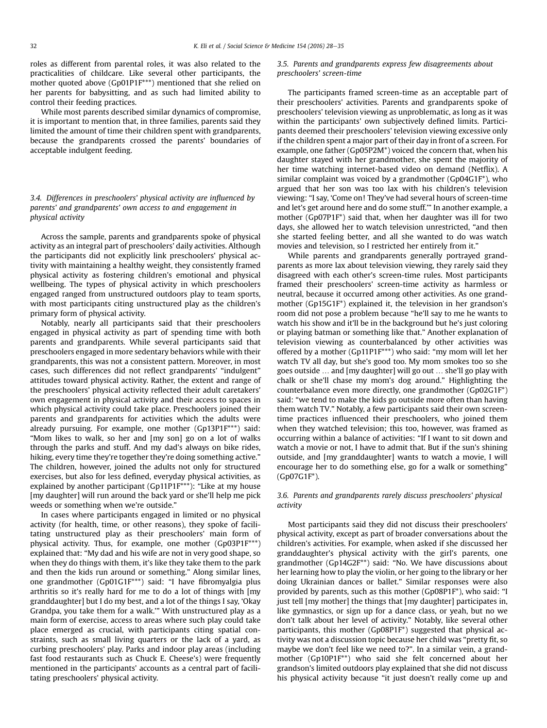roles as different from parental roles, it was also related to the practicalities of childcare. Like several other participants, the mother quoted above (Gp01P1F***) mentioned that she relied on her parents for babysitting, and as such had limited ability to control their feeding practices.

While most parents described similar dynamics of compromise, it is important to mention that, in three families, parents said they limited the amount of time their children spent with grandparents, because the grandparents crossed the parents' boundaries of acceptable indulgent feeding.

### 3.4. Differences in preschoolers' physical activity are influenced by parents' and grandparents' own access to and engagement in physical activity

Across the sample, parents and grandparents spoke of physical activity as an integral part of preschoolers' daily activities. Although the participants did not explicitly link preschoolers' physical activity with maintaining a healthy weight, they consistently framed physical activity as fostering children's emotional and physical wellbeing. The types of physical activity in which preschoolers engaged ranged from unstructured outdoors play to team sports, with most participants citing unstructured play as the children's primary form of physical activity.

Notably, nearly all participants said that their preschoolers engaged in physical activity as part of spending time with both parents and grandparents. While several participants said that preschoolers engaged in more sedentary behaviors while with their grandparents, this was not a consistent pattern. Moreover, in most cases, such differences did not reflect grandparents' "indulgent" attitudes toward physical activity. Rather, the extent and range of the preschoolers' physical activity reflected their adult caretakers' own engagement in physical activity and their access to spaces in which physical activity could take place. Preschoolers joined their parents and grandparents for activities which the adults were already pursuing. For example, one mother (Gp13P1F***) said: "Mom likes to walk, so her and [my son] go on a lot of walks through the parks and stuff. And my dad's always on bike rides, hiking, every time they're together they're doing something active." The children, however, joined the adults not only for structured exercises, but also for less defined, everyday physical activities, as explained by another participant (Gp11P1F***): "Like at my house [my daughter] will run around the back yard or she'll help me pick weeds or something when we're outside."

In cases where participants engaged in limited or no physical activity (for health, time, or other reasons), they spoke of facilitating unstructured play as their preschoolers' main form of physical activity. Thus, for example, one mother (Gp03P1F***) explained that: "My dad and his wife are not in very good shape, so when they do things with them, it's like they take them to the park and then the kids run around or something." Along similar lines, one grandmother (Gp01G1F***) said: "I have fibromyalgia plus arthritis so it's really hard for me to do a lot of things with [my granddaughter] but I do my best, and a lot of the things I say, 'Okay Grandpa, you take them for a walk.'" With unstructured play as a main form of exercise, access to areas where such play could take place emerged as crucial, with participants citing spatial constraints, such as small living quarters or the lack of a yard, as curbing preschoolers' play. Parks and indoor play areas (including fast food restaurants such as Chuck E. Cheese's) were frequently mentioned in the participants' accounts as a central part of facilitating preschoolers' physical activity.

### 3.5. Parents and grandparents express few disagreements about preschoolers' screen-time

The participants framed screen-time as an acceptable part of their preschoolers' activities. Parents and grandparents spoke of preschoolers' television viewing as unproblematic, as long as it was within the participants' own subjectively defined limits. Participants deemed their preschoolers' television viewing excessive only if the children spent a major part of their day in front of a screen. For example, one father (Gp05P2M*) voiced the concern that, when his daughter stayed with her grandmother, she spent the majority of her time watching internet-based video on demand (Netflix). A similar complaint was voiced by a grandmother (Gp04G1F*), who argued that her son was too lax with his children's television viewing: "I say, 'Come on! They've had several hours of screen-time and let's get around here and do some stuff.'" In another example, a mother (Gp07P1F*) said that, when her daughter was ill for two days, she allowed her to watch television unrestricted, "and then she started feeling better, and all she wanted to do was watch movies and television, so I restricted her entirely from it."

While parents and grandparents generally portrayed grandparents as more lax about television viewing, they rarely said they disagreed with each other's screen-time rules. Most participants framed their preschoolers' screen-time activity as harmless or neutral, because it occurred among other activities. As one grandmother (Gp15G1F*) explained it, the television in her grandson's room did not pose a problem because "he'll say to me he wants to watch his show and it'll be in the background but he's just coloring or playing batman or something like that." Another explanation of television viewing as counterbalanced by other activities was offered by a mother (Gp11P1F***) who said: "my mom will let her watch TV all day, but she's good too. My mom smokes too so she goes outside … and [my daughter] will go out … she'll go play with chalk or she'll chase my mom's dog around." Highlighting the counterbalance even more directly, one grandmother (Gp02G1F*) said: "we tend to make the kids go outside more often than having them watch TV." Notably, a few participants said their own screen-time practices influenced their preschoolers, who joined them when they watched television; this too, however, was framed as occurring within a balance of activities: "If I want to sit down and watch a movie or not, I have to admit that. But if the sun's shining outside, and [my granddaughter] wants to watch a movie, I will encourage her to do something else, go for a walk or something" (Gp07G1F*).

### 3.6. Parents and grandparents rarely discuss preschoolers' physical activity

Most participants said they did not discuss their preschoolers' physical activity, except as part of broader conversations about the children's activities. For example, when asked if she discussed her granddaughter's physical activity with the girl's parents, one grandmother (Gp14G2F**) said: "No. We have discussions about her learning how to play the violin, or her going to the library or her doing Ukrainian dances or ballet." Similar responses were also provided by parents, such as this mother (Gp08P1F*), who said: "I just tell [my mother] the things that [my daughter] participates in, like gymnastics, or sign up for a dance class, or yeah, but no we don't talk about her level of activity." Notably, like several other participants, this mother (Gp08P1F*) suggested that physical activity was not a discussion topic because her child was "pretty fit, so maybe we don't feel like we need to?". In a similar vein, a grandmother (Gp10P1F**) who said she felt concerned about her grandson's limited outdoors play explained that she did not discuss his physical activity because "it just doesn't really come up and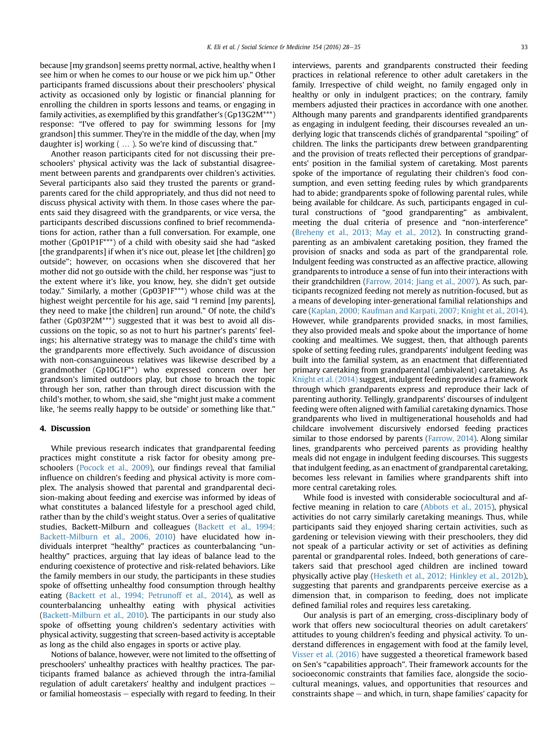because [my grandson] seems pretty normal, active, healthy when I see him or when he comes to our house or we pick him up." Other participants framed discussions about their preschoolers' physical activity as occasioned only by logistic or financial planning for enrolling the children in sports lessons and teams, or engaging in family activities, as exemplified by this grandfather's (Gp13G2M***) response: "I've offered to pay for swimming lessons for [my grandson] this summer. They're in the middle of the day, when [my daughter is] working ( … ). So we're kind of discussing that."

Another reason participants cited for not discussing their preschoolers' physical activity was the lack of substantial disagreement between parents and grandparents over children's activities. Several participants also said they trusted the parents or grandparents cared for the child appropriately, and thus did not need to discuss physical activity with them. In those cases where the parents said they disagreed with the grandparents, or vice versa, the participants described discussions confined to brief recommendations for action, rather than a full conversation. For example, one mother (Gp01P1F***) of a child with obesity said she had "asked [the grandparents] if when it's nice out, please let [the children] go outside"; however, on occasions when she discovered that her mother did not go outside with the child, her response was "just to the extent where it's like, you know, hey, she didn't get outside today." Similarly, a mother (Gp03P1F***) whose child was at the highest weight percentile for his age, said "I remind [my parents], they need to make [the children] run around." Of note, the child's father (Gp03P2M***) suggested that it was best to avoid all discussions on the topic, so as not to hurt his partner's parents' feelings; his alternative strategy was to manage the child's time with the grandparents more effectively. Such avoidance of discussion with non-consanguineous relatives was likewise described by a grandmother (Gp10G1F**) who expressed concern over her grandson's limited outdoors play, but chose to broach the topic through her son, rather than through direct discussion with the child's mother, to whom, she said, she "might just make a comment like, 'he seems really happy to be outside' or something like that."

## 4. Discussion

While previous research indicates that grandparental feeding practices might constitute a risk factor for obesity among preschoolers (Pocock et al., 2009), our findings reveal that familial influence on children's feeding and physical activity is more complex. The analysis showed that parental and grandparental decision-making about feeding and exercise was informed by ideas of what constitutes a balanced lifestyle for a preschool aged child, rather than by the child's weight status. Over a series of qualitative studies, Backett-Milburn and colleagues (Backett et al., 1994; Backett-Milburn et al., 2006, 2010) have elucidated how individuals interpret "healthy" practices as counterbalancing "unhealthy" practices, arguing that lay ideas of balance lead to the enduring coexistence of protective and risk-related behaviors. Like the family members in our study, the participants in these studies spoke of offsetting unhealthy food consumption through healthy eating (Backett et al., 1994; Petrunoff et al., 2014), as well as counterbalancing unhealthy eating with physical activities (Backett-Milburn et al., 2010). The participants in our study also spoke of offsetting young children's sedentary activities with physical activity, suggesting that screen-based activity is acceptable as long as the child also engages in sports or active play.

Notions of balance, however, were not limited to the offsetting of preschoolers' unhealthy practices with healthy practices. The participants framed balance as achieved through the intra-familial regulation of adult caretakers' healthy and indulgent practices – or familial homeostasis – especially with regard to feeding. In their interviews, parents and grandparents constructed their feeding practices in relational reference to other adult caretakers in the family. Irrespective of child weight, no family engaged only in healthy or only in indulgent practices; on the contrary, family members adjusted their practices in accordance with one another. Although many parents and grandparents identified grandparents as engaging in indulgent feeding, their discourses revealed an underlying logic that transcends clichés of grandparental "spoiling" of children. The links the participants drew between grandparenting and the provision of treats reflected their perceptions of grandparents' position in the familial system of caretaking. Most parents spoke of the importance of regulating their children's food consumption, and even setting feeding rules by which grandparents had to abide; grandparents spoke of following parental rules, while being available for childcare. As such, participants engaged in cultural constructions of "good grandparenting" as ambivalent, meeting the dual criteria of presence and "non-interference" (Breheny et al., 2013; May et al., 2012). In constructing grandparenting as an ambivalent caretaking position, they framed the provision of snacks and soda as part of the grandparental role. Indulgent feeding was constructed as an affective practice, allowing grandparents to introduce a sense of fun into their interactions with their grandchildren (Farrow, 2014; Jiang et al., 2007). As such, participants recognized feeding not merely as nutrition-focused, but as a means of developing inter-generational familial relationships and care (Kaplan, 2000; Kaufman and Karpati, 2007; Knight et al., 2014). However, while grandparents provided snacks, in most families, they also provided meals and spoke about the importance of home cooking and mealtimes. We suggest, then, that although parents spoke of setting feeding rules, grandparents' indulgent feeding was built into the familial system, as an enactment that differentiated primary caretaking from grandparental (ambivalent) caretaking. As Knight et al. (2014) suggest, indulgent feeding provides a framework through which grandparents express and reproduce their lack of parenting authority. Tellingly, grandparents' discourses of indulgent feeding were often aligned with familial caretaking dynamics. Those grandparents who lived in multigenerational households and had childcare involvement discursively endorsed feeding practices similar to those endorsed by parents (Farrow, 2014). Along similar lines, grandparents who perceived parents as providing healthy meals did not engage in indulgent feeding discourses. This suggests that indulgent feeding, as an enactment of grandparental caretaking, becomes less relevant in families where grandparents shift into more central caretaking roles.

While food is invested with considerable sociocultural and affective meaning in relation to care (Abbots et al., 2015), physical activities do not carry similarly caretaking meanings. Thus, while participants said they enjoyed sharing certain activities, such as gardening or television viewing with their preschoolers, they did not speak of a particular activity or set of activities as defining parental or grandparental roles. Indeed, both generations of caretakers said that preschool aged children are inclined toward physically active play (Hesketh et al., 2012; Hinkley et al., 2012b), suggesting that parents and grandparents perceive exercise as a dimension that, in comparison to feeding, does not implicate defined familial roles and requires less caretaking.

Our analysis is part of an emerging, cross-disciplinary body of work that offers new sociocultural theories on adult caretakers' attitudes to young children's feeding and physical activity. To understand differences in engagement with food at the family level, Visser et al. (2016) have suggested a theoretical framework based on Sen's "capabilities approach". Their framework accounts for the socioeconomic constraints that families face, alongside the sociocultural meanings, values, and opportunities that resources and constraints shape – and which, in turn, shape families' capacity for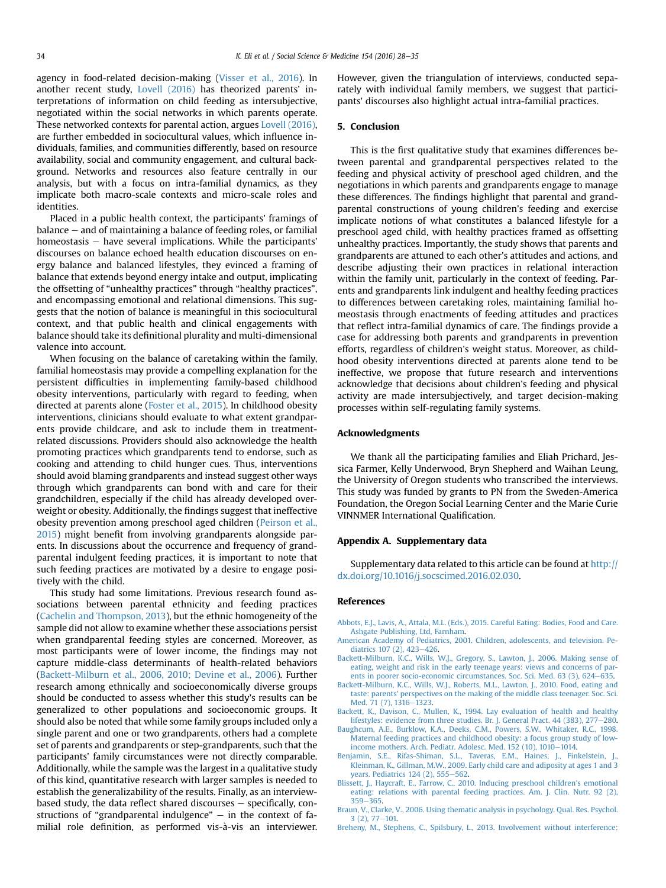agency in food-related decision-making (Visser et al., 2016). In another recent study, Lovell (2016) has theorized parents' interpretations of information on child feeding as intersubjective, negotiated within the social networks in which parents operate. These networked contexts for parental action, argues Lovell (2016), are further embedded in sociocultural values, which influence individuals, families, and communities differently, based on resource availability, social and community engagement, and cultural background. Networks and resources also feature centrally in our analysis, but with a focus on intra-familial dynamics, as they implicate both macro-scale contexts and micro-scale roles and identities.

Placed in a public health context, the participants' framings of balance – and of maintaining a balance of feeding roles, or familial homeostasis – have several implications. While the participants' discourses on balance echoed health education discourses on energy balance and balanced lifestyles, they evinced a framing of balance that extends beyond energy intake and output, implicating the offsetting of "unhealthy practices" through "healthy practices", and encompassing emotional and relational dimensions. This suggests that the notion of balance is meaningful in this sociocultural context, and that public health and clinical engagements with balance should take its definitional plurality and multi-dimensional valence into account.

When focusing on the balance of caretaking within the family, familial homeostasis may provide a compelling explanation for the persistent difficulties in implementing family-based childhood obesity interventions, particularly with regard to feeding, when directed at parents alone (Foster et al., 2015). In childhood obesity interventions, clinicians should evaluate to what extent grandparents provide childcare, and ask to include them in treatment-related discussions. Providers should also acknowledge the health promoting practices which grandparents tend to endorse, such as cooking and attending to child hunger cues. Thus, interventions should avoid blaming grandparents and instead suggest other ways through which grandparents can bond with and care for their grandchildren, especially if the child has already developed overweight or obesity. Additionally, the findings suggest that ineffective obesity prevention among preschool aged children (Peirson et al., 2015) might benefit from involving grandparents alongside parents. In discussions about the occurrence and frequency of grandparental indulgent feeding practices, it is important to note that such feeding practices are motivated by a desire to engage positively with the child.

This study had some limitations. Previous research found associations between parental ethnicity and feeding practices (Cachelin and Thompson, 2013), but the ethnic homogeneity of the sample did not allow to examine whether these associations persist when grandparental feeding styles are concerned. Moreover, as most participants were of lower income, the findings may not capture middle-class determinants of health-related behaviors (Backett-Milburn et al., 2006, 2010; Devine et al., 2006). Further research among ethnically and socioeconomically diverse groups should be conducted to assess whether this study's results can be generalized to other populations and socioeconomic groups. It should also be noted that while some family groups included only a single parent and one or two grandparents, others had a complete set of parents and grandparents or step-grandparents, such that the participants' family circumstances were not directly comparable. Additionally, while the sample was the largest in a qualitative study of this kind, quantitative research with larger samples is needed to establish the generalizability of the results. Finally, as an interview-based study, the data reflect shared discourses – specifically, constructions of "grandparental indulgence" – in the context of familial role definition, as performed vis-à-vis an interviewer. However, given the triangulation of interviews, conducted separately with individual family members, we suggest that participants' discourses also highlight actual intra-familial practices.

## 5. Conclusion

This is the first qualitative study that examines differences between parental and grandparental perspectives related to the feeding and physical activity of preschool aged children, and the negotiations in which parents and grandparents engage to manage these differences. The findings highlight that parental and grandparental constructions of young children's feeding and exercise implicate notions of what constitutes a balanced lifestyle for a preschool aged child, with healthy practices framed as offsetting unhealthy practices. Importantly, the study shows that parents and grandparents are attuned to each other's attitudes and actions, and describe adjusting their own practices in relational interaction within the family unit, particularly in the context of feeding. Parents and grandparents link indulgent and healthy feeding practices to differences between caretaking roles, maintaining familial homeostasis through enactments of feeding attitudes and practices that reflect intra-familial dynamics of care. The findings provide a case for addressing both parents and grandparents in prevention efforts, regardless of children's weight status. Moreover, as childhood obesity interventions directed at parents alone tend to be ineffective, we propose that future research and interventions acknowledge that decisions about children's feeding and physical activity are made intersubjectively, and target decision-making processes within self-regulating family systems.

## Acknowledgments

We thank all the participating families and Eliah Prichard, Jessica Farmer, Kelly Underwood, Bryn Shepherd and Waihan Leung, the University of Oregon students who transcribed the interviews. This study was funded by grants to PN from the Sweden-America Foundation, the Oregon Social Learning Center and the Marie Curie VINNMER International Qualification.

## Appendix A. Supplementary data

Supplementary data related to this article can be found at http://dx.doi.org/10.1016/j.socscimed.2016.02.030.

## References

Abbots, E.J., Lavis, A., Attala, M.L. (Eds.), 2015. Careful Eating: Bodies, Food and Care. Ashgate Publishing, Ltd, Farnham.

American Academy of Pediatrics, 2001. Children, adolescents, and television. Pediatrics 107 (2), 423–426.

Backett-Milburn, K.C., Wills, W.J., Gregory, S., Lawton, J., 2006. Making sense of eating, weight and risk in the early teenage years: views and concerns of parents in poorer socio-economic circumstances. Soc. Sci. Med. 63 (3), 624–635.

Backett-Milburn, K.C., Wills, W.J., Roberts, M.L., Lawton, J., 2010. Food, eating and taste: parents' perspectives on the making of the middle class teenager. Soc. Sci. Med. 71 (7), 1316–1323.

Backett, K., Davison, C., Mullen, K., 1994. Lay evaluation of health and healthy lifestyles: evidence from three studies. Br. J. General Pract. 44 (383), 277–280.

Baughcum, A.E., Burklow, K.A., Deeks, C.M., Powers, S.W., Whitaker, R.C., 1998. Maternal feeding practices and childhood obesity: a focus group study of low-income mothers. Arch. Pediatr. Adolesc. Med. 152 (10), 1010–1014.

Benjamin, S.E., Rifas-Shiman, S.L., Taveras, E.M., Haines, J., Finkelstein, J., Kleinman, K., Gillman, M.W., 2009. Early child care and adiposity at ages 1 and 3 years. Pediatrics 124 (2), 555–562.

Blissett, J., Haycraft, E., Farrow, C., 2010. Inducing preschool children's emotional eating: relations with parental feeding practices. Am. J. Clin. Nutr. 92 (2), 359–365.

Braun, V., Clarke, V., 2006. Using thematic analysis in psychology. Qual. Res. Psychol. 3 (2), 77–101.

Breheny, M., Stephens, C., Spilsbury, L., 2013. Involvement without interference: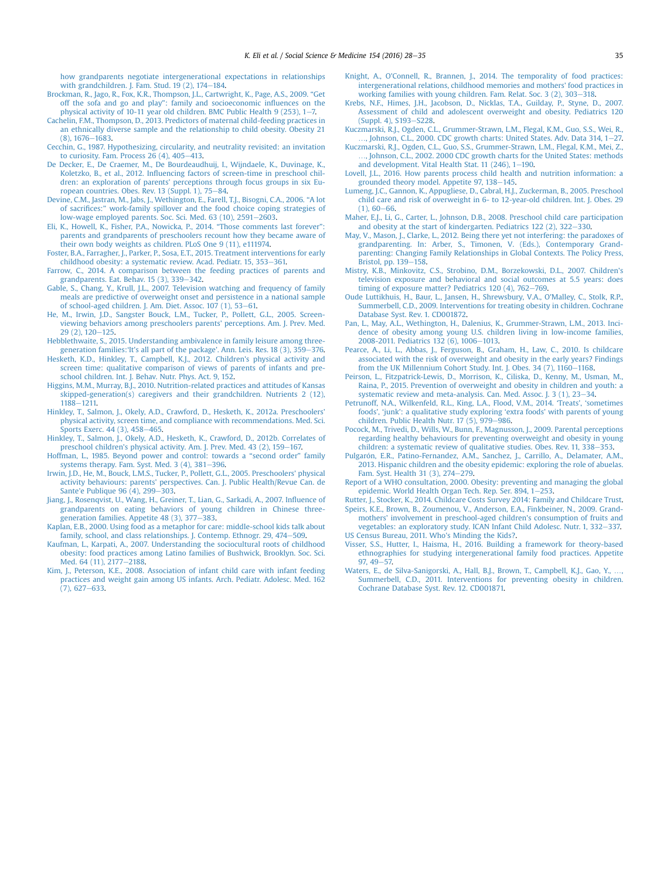how grandparents negotiate intergenerational expectations in relationships with grandchildren. J. Fam. Stud. 19 (2), 174–184.

Brockman, R., Jago, R., Fox, K.R., Thompson, J.L., Cartwright, K., Page, A.S., 2009. "Get off the sofa and go and play": family and socioeconomic influences on the physical activity of 10-11 year old children. BMC Public Health 9 (253), 1–7.

Cachelin, F.M., Thompson, D., 2013. Predictors of maternal child-feeding practices in an ethnically diverse sample and the relationship to child obesity. Obesity 21 (8), 1676–1683.

Cecchin, G., 1987. Hypothesizing, circularity, and neutrality revisited: an invitation to curiosity. Fam. Process 26 (4), 405–413.

De Decker, E., De Craemer, M., De Bourdeaudhuij, I., Wijndaele, K., Duvinage, K., Koletzko, B., et al., 2012. Influencing factors of screen-time in preschool children: an exploration of parents' perceptions through focus groups in six European countries. Obes. Rev. 13 (Suppl. 1), 75–84.

Devine, C.M., Jastran, M., Jabs, J., Wethington, E., Farell, T.J., Bisogni, C.A., 2006. "A lot of sacrifices:" work-family spillover and the food choice coping strategies of low-wage employed parents. Soc. Sci. Med. 63 (10), 2591–2603.

Eli, K., Howell, K., Fisher, P.A., Nowicka, P., 2014. "Those comments last forever": parents and grandparents of preschoolers recount how they became aware of their own body weights as children. PLoS One 9 (11), e111974.

Foster, B.A., Farragher, J., Parker, P., Sosa, E.T., 2015. Treatment interventions for early childhood obesity: a systematic review. Acad. Pediatr. 15, 353–361.

Farrow, C., 2014. A comparison between the feeding practices of parents and grandparents. Eat. Behav. 15 (3), 339–342.

Gable, S., Chang, Y., Krull, J.L., 2007. Television watching and frequency of family meals are predictive of overweight onset and persistence in a national sample of school-aged children. J. Am. Diet. Assoc. 107 (1), 53–61.

He, M., Irwin, J.D., Sangster Bouck, L.M., Tucker, P., Pollett, G.L., 2005. Screen-viewing behaviors among preschoolers parents' perceptions. Am. J. Prev. Med. 29 (2), 120–125.

Hebblethwaite, S., 2015. Understanding ambivalence in family leisure among three-generation families:'It's all part of the package'. Ann. Leis. Res. 18 (3), 359–376.

Hesketh, K.D., Hinkley, T., Campbell, K.J., 2012. Children's physical activity and screen time: qualitative comparison of views of parents of infants and preschool children. Int. J. Behav. Nutr. Phys. Act. 9, 152.

Higgins, M.M., Murray, B.J., 2010. Nutrition-related practices and attitudes of Kansas skipped-generation(s) caregivers and their grandchildren. Nutrients 2 (12), 1188–1211.

Hinkley, T., Salmon, J., Okely, A.D., Crawford, D., Hesketh, K., 2012a. Preschoolers' physical activity, screen time, and compliance with recommendations. Med. Sci. Sports Exerc. 44 (3), 458–465.

Hinkley, T., Salmon, J., Okely, A.D., Hesketh, K., Crawford, D., 2012b. Correlates of preschool children's physical activity. Am. J. Prev. Med. 43 (2), 159–167.

Hoffman, L., 1985. Beyond power and control: towards a "second order" family systems therapy. Fam. Syst. Med. 3 (4), 381–396.

Irwin, J.D., He, M., Bouck, L.M.S., Tucker, P., Pollett, G.L., 2005. Preschoolers' physical activity behaviours: parents' perspectives. Can. J. Public Health/Revue Can. de Sante'e Publique 96 (4), 299–303.

Jiang, J., Rosenqvist, U., Wang, H., Greiner, T., Lian, G., Sarkadi, A., 2007. Influence of grandparents on eating behaviors of young children in Chinese three-generation families. Appetite 48 (3), 377–383.

Kaplan, E.B., 2000. Using food as a metaphor for care: middle-school kids talk about family, school, and class relationships. J. Contemp. Ethnogr. 29, 474–509.

Kaufman, L., Karpati, A., 2007. Understanding the sociocultural roots of childhood obesity: food practices among Latino families of Bushwick, Brooklyn. Soc. Sci. Med. 64 (11), 2177–2188.

Kim, J., Peterson, K.E., 2008. Association of infant child care with infant feeding practices and weight gain among US infants. Arch. Pediatr. Adolesc. Med. 162 (7), 627–633.

Knight, A., O'Connell, R., Brannen, J., 2014. The temporality of food practices: intergenerational relations, childhood memories and mothers' food practices in working families with young children. Fam. Relat. Soc. 3 (2), 303–318.

Krebs, N.F., Himes, J.H., Jacobson, D., Nicklas, T.A., Guilday, P., Styne, D., 2007. Assessment of child and adolescent overweight and obesity. Pediatrics 120 (Suppl. 4), S193–S228.

Kuczmarski, R.J., Ogden, C.L., Grummer-Strawn, L.M., Flegal, K.M., Guo, S.S., Wei, R., …, Johnson, C.L., 2000. CDC growth charts: United States. Adv. Data 314, 1–27.

Kuczmarski, R.J., Ogden, C.L., Guo, S.S., Grummer-Strawn, L.M., Flegal, K.M., Mei, Z., …, Johnson, C.L., 2002. 2000 CDC growth charts for the United States: methods and development. Vital Health Stat. 11 (246), 1–190.

Lovell, J.L., 2016. How parents process child health and nutrition information: a grounded theory model. Appetite 97, 138–145.

Lumeng, J.C., Gannon, K., Appugliese, D., Cabral, H.J., Zuckerman, B., 2005. Preschool child care and risk of overweight in 6- to 12-year-old children. Int. J. Obes. 29 (1), 60–66.

Maher, E.J., Li, G., Carter, L., Johnson, D.B., 2008. Preschool child care participation and obesity at the start of kindergarten. Pediatrics 122 (2), 322–330.

May, V., Mason, J., Clarke, L., 2012. Being there yet not interfering: the paradoxes of grandparenting. In: Arber, S., Timonen, V. (Eds.), Contemporary Grandparenting: Changing Family Relationships in Global Contexts. The Policy Press, Bristol, pp. 139–158.

Mistry, K.B., Minkovitz, C.S., Strobino, D.M., Borzekowski, D.L., 2007. Children's television exposure and behavioral and social outcomes at 5.5 years: does timing of exposure matter? Pediatrics 120 (4), 762–769.

Oude Luttikhuis, H., Baur, L., Jansen, H., Shrewsbury, V.A., O'Malley, C., Stolk, R.P., Summerbell, C.D., 2009. Interventions for treating obesity in children. Cochrane Database Syst. Rev. 1. CD001872.

Pan, L., May, A.L., Wethington, H., Dalenius, K., Grummer-Strawn, L.M., 2013. Incidence of obesity among young U.S. children living in low-income families, 2008-2011. Pediatrics 132 (6), 1006–1013.

Pearce, A., Li, L., Abbas, J., Ferguson, B., Graham, H., Law, C., 2010. Is childcare associated with the risk of overweight and obesity in the early years? Findings from the UK Millennium Cohort Study. Int. J. Obes. 34 (7), 1160–1168.

Peirson, L., Fitzpatrick-Lewis, D., Morrison, K., Ciliska, D., Kenny, M., Usman, M., Raina, P., 2015. Prevention of overweight and obesity in children and youth: a systematic review and meta-analysis. Can. Med. Assoc. J. 3 (1), 23–34.

Petrunoff, N.A., Wilkenfeld, R.L., King, L.A., Flood, V.M., 2014. 'Treats', 'sometimes foods', 'junk': a qualitative study exploring 'extra foods' with parents of young children. Public Health Nutr. 17 (5), 979–986.

Pocock, M., Trivedi, D., Wills, W., Bunn, F., Magnusson, J., 2009. Parental perceptions regarding healthy behaviours for preventing overweight and obesity in young children: a systematic review of qualitative studies. Obes. Rev. 11, 338–353.

Pulgarón, E.R., Patino-Fernandez, A.M., Sanchez, J., Carrillo, A., Delamater, A.M., 2013. Hispanic children and the obesity epidemic: exploring the role of abuelas. Fam. Syst. Health 31 (3), 274–279.

Report of a WHO consultation, 2000. Obesity: preventing and managing the global epidemic. World Health Organ Tech. Rep. Ser. 894, 1–253.

Rutter, J., Stocker, K., 2014. Childcare Costs Survey 2014: Family and Childcare Trust.

Speirs, K.E., Brown, B., Zoumenou, V., Anderson, E.A., Finkbeiner, N., 2009. Grandmothers' involvement in preschool-aged children's consumption of fruits and vegetables: an exploratory study. ICAN Infant Child Adolesc. Nutr. 1, 332–337.

US Census Bureau, 2011. Who's Minding the Kids?.

Visser, S.S., Hutter, I., Haisma, H., 2016. Building a framework for theory-based ethnographies for studying intergenerational family food practices. Appetite 97, 49–57.

Waters, E., de Silva-Sanigorski, A., Hall, B.J., Brown, T., Campbell, K.J., Gao, Y., …, Summerbell, C.D., 2011. Interventions for preventing obesity in children. Cochrane Database Syst. Rev. 12. CD001871.